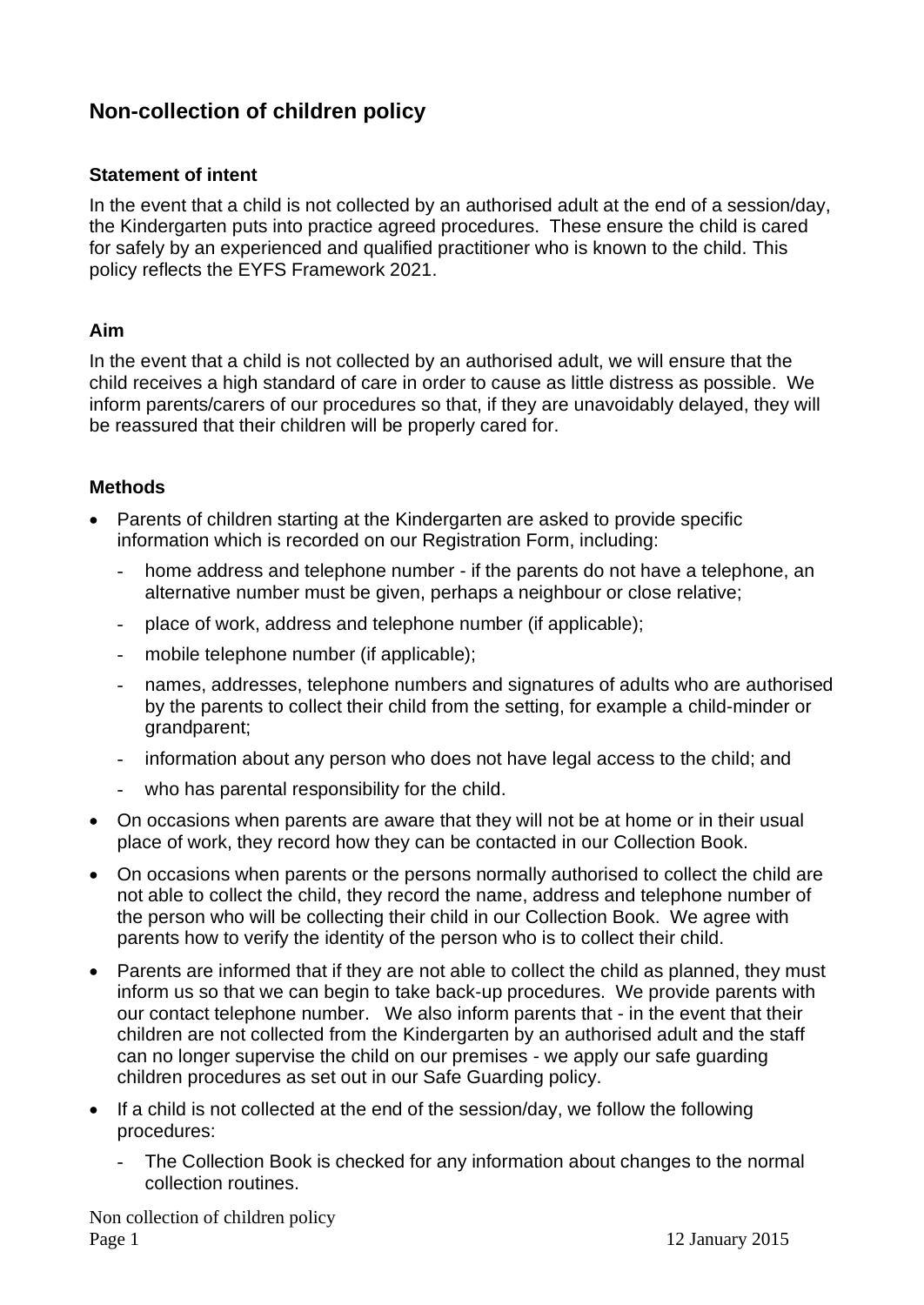## Non-collection of children policy

### Statement of intent

In the event that a child is not collected by an authorised adult at the end of a session/day, the Kindergarten puts into practice agreed procedures. These ensure the child is cared for safely by an experienced and qualified practitioner who is known to the child. This policy reflects the EYFS Framework 2021.

### Aim

In the event that a child is not collected by an authorised adult, we will ensure that the child receives a high standard of care in order to cause as little distress as possible. We inform parents/carers of our procedures so that, if they are unavoidably delayed, they will be reassured that their children will be properly cared for.

### Methods

- Parents of children starting at the Kindergarten are asked to provide specific information which is recorded on our Registration Form, including:
  - home address and telephone number - if the parents do not have a telephone, an alternative number must be given, perhaps a neighbour or close relative;
  - place of work, address and telephone number (if applicable);
  - mobile telephone number (if applicable);
  - names, addresses, telephone numbers and signatures of adults who are authorised by the parents to collect their child from the setting, for example a child-minder or grandparent;
  - information about any person who does not have legal access to the child; and
  - who has parental responsibility for the child.
- On occasions when parents are aware that they will not be at home or in their usual place of work, they record how they can be contacted in our Collection Book.
- On occasions when parents or the persons normally authorised to collect the child are not able to collect the child, they record the name, address and telephone number of the person who will be collecting their child in our Collection Book. We agree with parents how to verify the identity of the person who is to collect their child.
- Parents are informed that if they are not able to collect the child as planned, they must inform us so that we can begin to take back-up procedures. We provide parents with our contact telephone number. We also inform parents that - in the event that their children are not collected from the Kindergarten by an authorised adult and the staff can no longer supervise the child on our premises - we apply our safe guarding children procedures as set out in our Safe Guarding policy.
- If a child is not collected at the end of the session/day, we follow the following procedures:
  - The Collection Book is checked for any information about changes to the normal collection routines.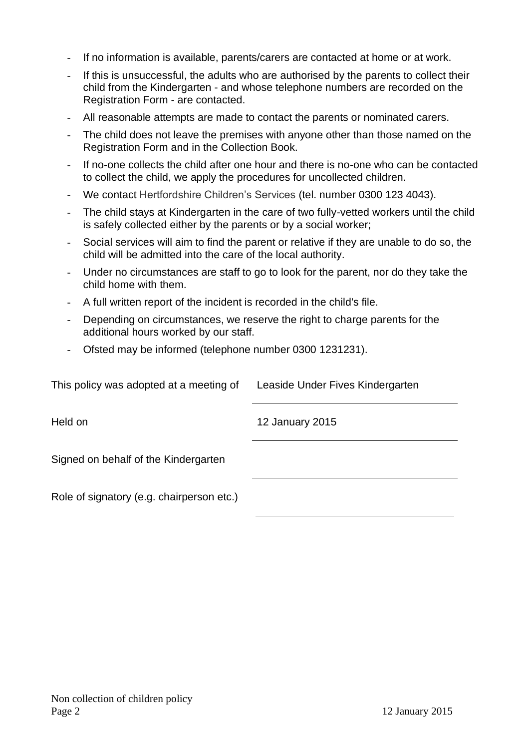- If no information is available, parents/carers are contacted at home or at work.
- If this is unsuccessful, the adults who are authorised by the parents to collect their child from the Kindergarten - and whose telephone numbers are recorded on the Registration Form - are contacted.
- All reasonable attempts are made to contact the parents or nominated carers.
- The child does not leave the premises with anyone other than those named on the Registration Form and in the Collection Book.
- If no-one collects the child after one hour and there is no-one who can be contacted to collect the child, we apply the procedures for uncollected children.
- We contact Hertfordshire Children's Services (tel. number 0300 123 4043).
- The child stays at Kindergarten in the care of two fully-vetted workers until the child is safely collected either by the parents or by a social worker;
- Social services will aim to find the parent or relative if they are unable to do so, the child will be admitted into the care of the local authority.
- Under no circumstances are staff to go to look for the parent, nor do they take the child home with them.
- A full written report of the incident is recorded in the child's file.
- Depending on circumstances, we reserve the right to charge parents for the additional hours worked by our staff.
- Ofsted may be informed (telephone number 0300 1231231).

| | |
|---|---|
| This policy was adopted at a meeting of | Leaside Under Fives Kindergarten |
| Held on | 12 January 2015 |
| Signed on behalf of the Kindergarten | |
| Role of signatory (e.g. chairperson etc.) | |